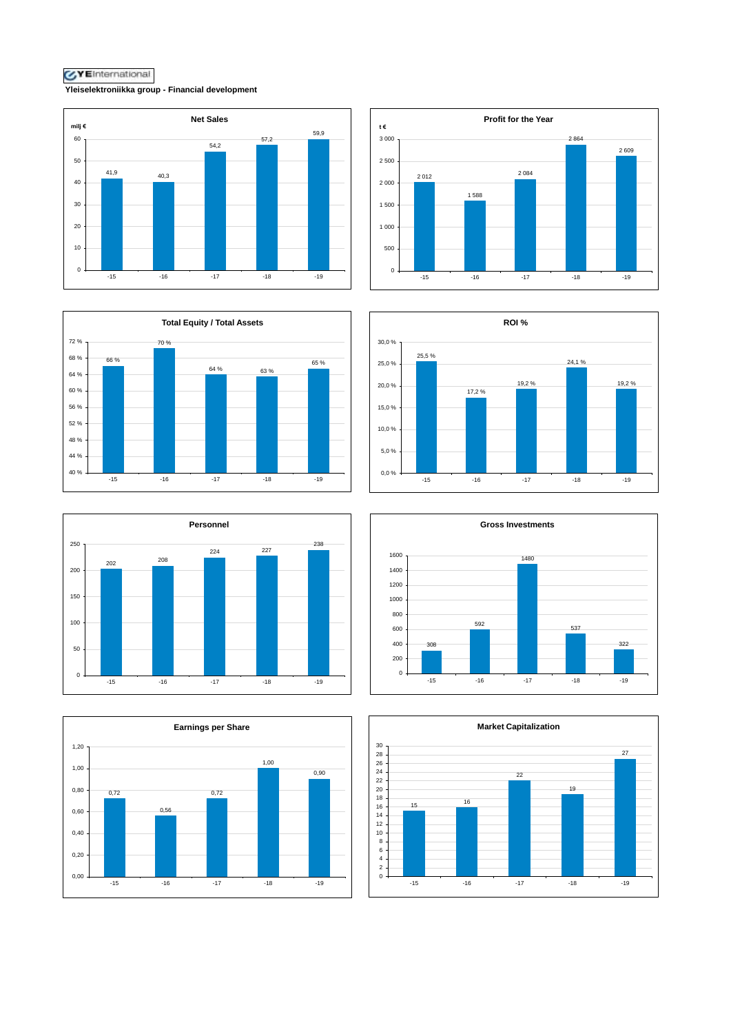YEInternational

**Yleiselektroniikka group - Financial development**

### Net Sales

milj €

| | -15 | -16 | -17 | -18 | -19 |
|---|---|---|---|---|---|
| Net Sales | 41,9 | 40,3 | 54,2 | 57,2 | 59,9 |

### Profit for the Year

t €

| | -15 | -16 | -17 | -18 | -19 |
|---|---|---|---|---|---|
| Profit for the Year | 2 012 | 1 588 | 2 084 | 2 864 | 2 609 |

### Total Equity / Total Assets

| | -15 | -16 | -17 | -18 | -19 |
|---|---|---|---|---|---|
| Total Equity / Total Assets | 66 % | 70 % | 64 % | 63 % | 65 % |

### ROI %

| | -15 | -16 | -17 | -18 | -19 |
|---|---|---|---|---|---|
| ROI % | 25,5 % | 17,2 % | 19,2 % | 24,1 % | 19,2 % |

### Personnel

| | -15 | -16 | -17 | -18 | -19 |
|---|---|---|---|---|---|
| Personnel | 202 | 208 | 224 | 227 | 238 |

### Gross Investments

| | -15 | -16 | -17 | -18 | -19 |
|---|---|---|---|---|---|
| Gross Investments | 308 | 592 | 1480 | 537 | 322 |

### Earnings per Share

| | -15 | -16 | -17 | -18 | -19 |
|---|---|---|---|---|---|
| Earnings per Share | 0,72 | 0,56 | 0,72 | 1,00 | 0,90 |

### Market Capitalization

| | -15 | -16 | -17 | -18 | -19 |
|---|---|---|---|---|---|
| Market Capitalization | 15 | 16 | 22 | 19 | 27 |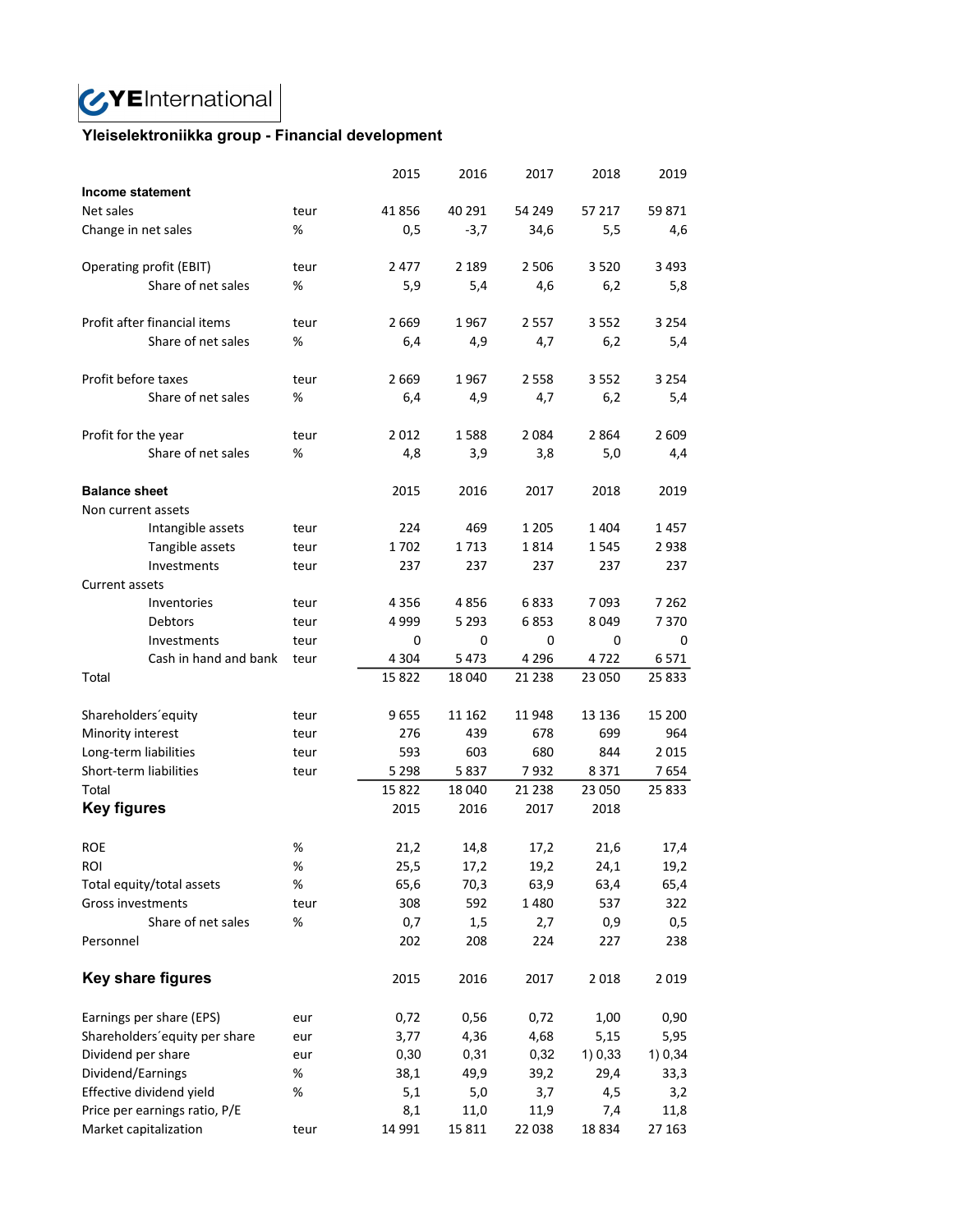YEInternational

## Yleiselektroniikka group - Financial development

| | | 2015 | 2016 | 2017 | 2018 | 2019 |
|---|---|---|---|---|---|---|
| **Income statement** | | | | | | |
| Net sales | teur | 41 856 | 40 291 | 54 249 | 57 217 | 59 871 |
| Change in net sales | % | 0,5 | -3,7 | 34,6 | 5,5 | 4,6 |
| | | | | | | |
| Operating profit (EBIT) | teur | 2 477 | 2 189 | 2 506 | 3 520 | 3 493 |
| Share of net sales | % | 5,9 | 5,4 | 4,6 | 6,2 | 5,8 |
| | | | | | | |
| Profit after financial items | teur | 2 669 | 1 967 | 2 557 | 3 552 | 3 254 |
| Share of net sales | % | 6,4 | 4,9 | 4,7 | 6,2 | 5,4 |
| | | | | | | |
| Profit before taxes | teur | 2 669 | 1 967 | 2 558 | 3 552 | 3 254 |
| Share of net sales | % | 6,4 | 4,9 | 4,7 | 6,2 | 5,4 |
| | | | | | | |
| Profit for the year | teur | 2 012 | 1 588 | 2 084 | 2 864 | 2 609 |
| Share of net sales | % | 4,8 | 3,9 | 3,8 | 5,0 | 4,4 |
| | | | | | | |
| **Balance sheet** | | 2015 | 2016 | 2017 | 2018 | 2019 |
| Non current assets | | | | | | |
| Intangible assets | teur | 224 | 469 | 1 205 | 1 404 | 1 457 |
| Tangible assets | teur | 1 702 | 1 713 | 1 814 | 1 545 | 2 938 |
| Investments | teur | 237 | 237 | 237 | 237 | 237 |
| Current assets | | | | | | |
| Inventories | teur | 4 356 | 4 856 | 6 833 | 7 093 | 7 262 |
| Debtors | teur | 4 999 | 5 293 | 6 853 | 8 049 | 7 370 |
| Investments | teur | 0 | 0 | 0 | 0 | 0 |
| Cash in hand and bank | teur | 4 304 | 5 473 | 4 296 | 4 722 | 6 571 |
| Total | | 15 822 | 18 040 | 21 238 | 23 050 | 25 833 |
| | | | | | | |
| Shareholders´equity | teur | 9 655 | 11 162 | 11 948 | 13 136 | 15 200 |
| Minority interest | teur | 276 | 439 | 678 | 699 | 964 |
| Long-term liabilities | teur | 593 | 603 | 680 | 844 | 2 015 |
| Short-term liabilities | teur | 5 298 | 5 837 | 7 932 | 8 371 | 7 654 |
| Total | | 15 822 | 18 040 | 21 238 | 23 050 | 25 833 |

## Key figures

| | | 2015 | 2016 | 2017 | 2018 | |
|---|---|---|---|---|---|---|
| ROE | % | 21,2 | 14,8 | 17,2 | 21,6 | 17,4 |
| ROI | % | 25,5 | 17,2 | 19,2 | 24,1 | 19,2 |
| Total equity/total assets | % | 65,6 | 70,3 | 63,9 | 63,4 | 65,4 |
| Gross investments | teur | 308 | 592 | 1 480 | 537 | 322 |
| Share of net sales | % | 0,7 | 1,5 | 2,7 | 0,9 | 0,5 |
| Personnel | | 202 | 208 | 224 | 227 | 238 |

## Key share figures

| | | 2015 | 2016 | 2017 | 2 018 | 2 019 |
|---|---|---|---|---|---|---|
| Earnings per share (EPS) | eur | 0,72 | 0,56 | 0,72 | 1,00 | 0,90 |
| Shareholders´equity per share | eur | 3,77 | 4,36 | 4,68 | 5,15 | 5,95 |
| Dividend per share | eur | 0,30 | 0,31 | 0,32 | 1) 0,33 | 1) 0,34 |
| Dividend/Earnings | % | 38,1 | 49,9 | 39,2 | 29,4 | 33,3 |
| Effective dividend yield | % | 5,1 | 5,0 | 3,7 | 4,5 | 3,2 |
| Price per earnings ratio, P/E | | 8,1 | 11,0 | 11,9 | 7,4 | 11,8 |
| Market capitalization | teur | 14 991 | 15 811 | 22 038 | 18 834 | 27 163 |